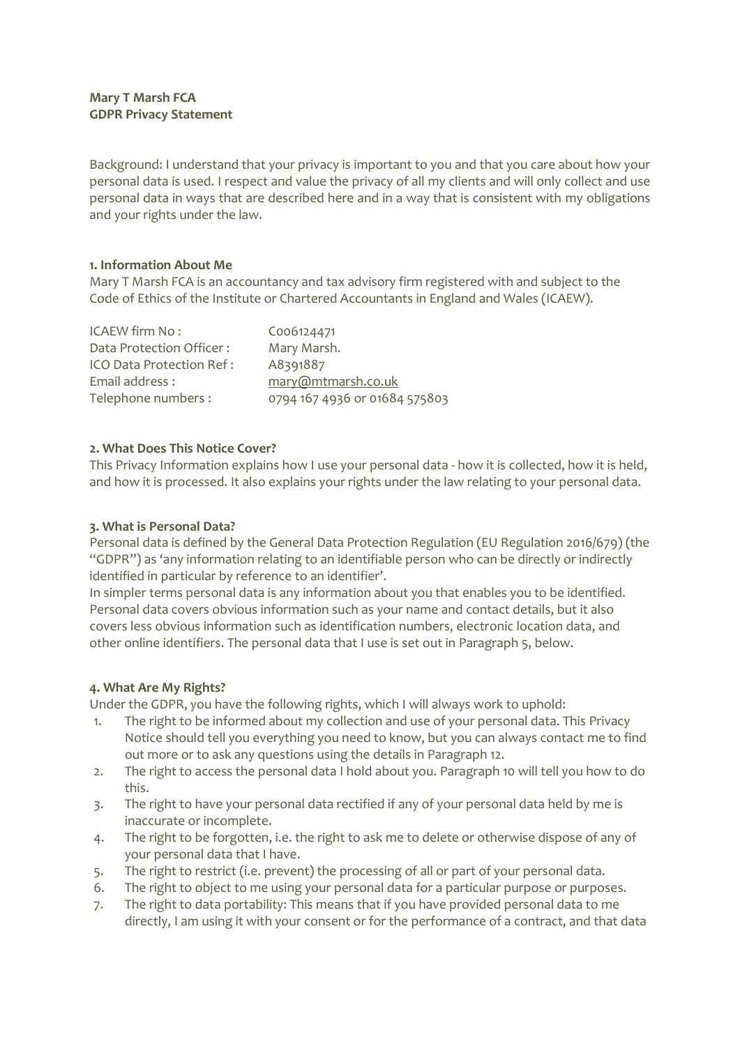**Mary T Marsh FCA**
**GDPR Privacy Statement**

Background: I understand that your privacy is important to you and that you care about how your personal data is used. I respect and value the privacy of all my clients and will only collect and use personal data in ways that are described here and in a way that is consistent with my obligations and your rights under the law.

**1. Information About Me**

Mary T Marsh FCA is an accountancy and tax advisory firm registered with and subject to the Code of Ethics of the Institute or Chartered Accountants in England and Wales (ICAEW).

| | |
|---|---|
| ICAEW firm No : | C006124471 |
| Data Protection Officer : | Mary Marsh. |
| ICO Data Protection Ref : | A8391887 |
| Email address : | mary@mtmarsh.co.uk |
| Telephone numbers : | 0794 167 4936 or 01684 575803 |

**2. What Does This Notice Cover?**

This Privacy Information explains how I use your personal data - how it is collected, how it is held, and how it is processed. It also explains your rights under the law relating to your personal data.

**3. What is Personal Data?**

Personal data is defined by the General Data Protection Regulation (EU Regulation 2016/679) (the "GDPR") as 'any information relating to an identifiable person who can be directly or indirectly identified in particular by reference to an identifier'.

In simpler terms personal data is any information about you that enables you to be identified. Personal data covers obvious information such as your name and contact details, but it also covers less obvious information such as identification numbers, electronic location data, and other online identifiers. The personal data that I use is set out in Paragraph 5, below.

**4. What Are My Rights?**

Under the GDPR, you have the following rights, which I will always work to uphold:

1. The right to be informed about my collection and use of your personal data. This Privacy Notice should tell you everything you need to know, but you can always contact me to find out more or to ask any questions using the details in Paragraph 12.
2. The right to access the personal data I hold about you. Paragraph 10 will tell you how to do this.
3. The right to have your personal data rectified if any of your personal data held by me is inaccurate or incomplete.
4. The right to be forgotten, i.e. the right to ask me to delete or otherwise dispose of any of your personal data that I have.
5. The right to restrict (i.e. prevent) the processing of all or part of your personal data.
6. The right to object to me using your personal data for a particular purpose or purposes.
7. The right to data portability: This means that if you have provided personal data to me directly, I am using it with your consent or for the performance of a contract, and that data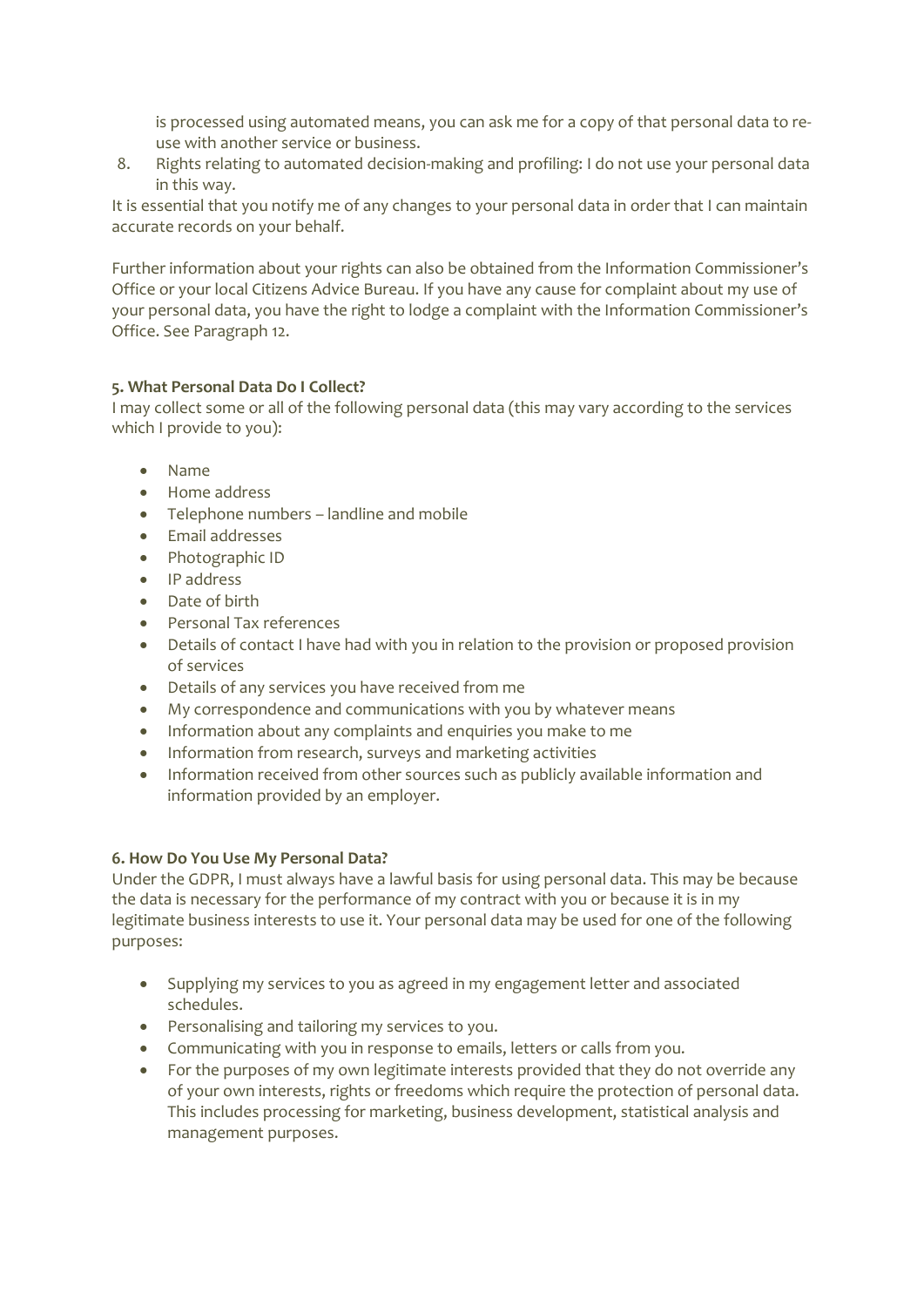is processed using automated means, you can ask me for a copy of that personal data to re-use with another service or business.

8. Rights relating to automated decision-making and profiling: I do not use your personal data in this way.

It is essential that you notify me of any changes to your personal data in order that I can maintain accurate records on your behalf.

Further information about your rights can also be obtained from the Information Commissioner's Office or your local Citizens Advice Bureau. If you have any cause for complaint about my use of your personal data, you have the right to lodge a complaint with the Information Commissioner's Office. See Paragraph 12.

**5. What Personal Data Do I Collect?**

I may collect some or all of the following personal data (this may vary according to the services which I provide to you):

- Name
- Home address
- Telephone numbers – landline and mobile
- Email addresses
- Photographic ID
- IP address
- Date of birth
- Personal Tax references
- Details of contact I have had with you in relation to the provision or proposed provision of services
- Details of any services you have received from me
- My correspondence and communications with you by whatever means
- Information about any complaints and enquiries you make to me
- Information from research, surveys and marketing activities
- Information received from other sources such as publicly available information and information provided by an employer.

**6. How Do You Use My Personal Data?**

Under the GDPR, I must always have a lawful basis for using personal data. This may be because the data is necessary for the performance of my contract with you or because it is in my legitimate business interests to use it. Your personal data may be used for one of the following purposes:

- Supplying my services to you as agreed in my engagement letter and associated schedules.
- Personalising and tailoring my services to you.
- Communicating with you in response to emails, letters or calls from you.
- For the purposes of my own legitimate interests provided that they do not override any of your own interests, rights or freedoms which require the protection of personal data. This includes processing for marketing, business development, statistical analysis and management purposes.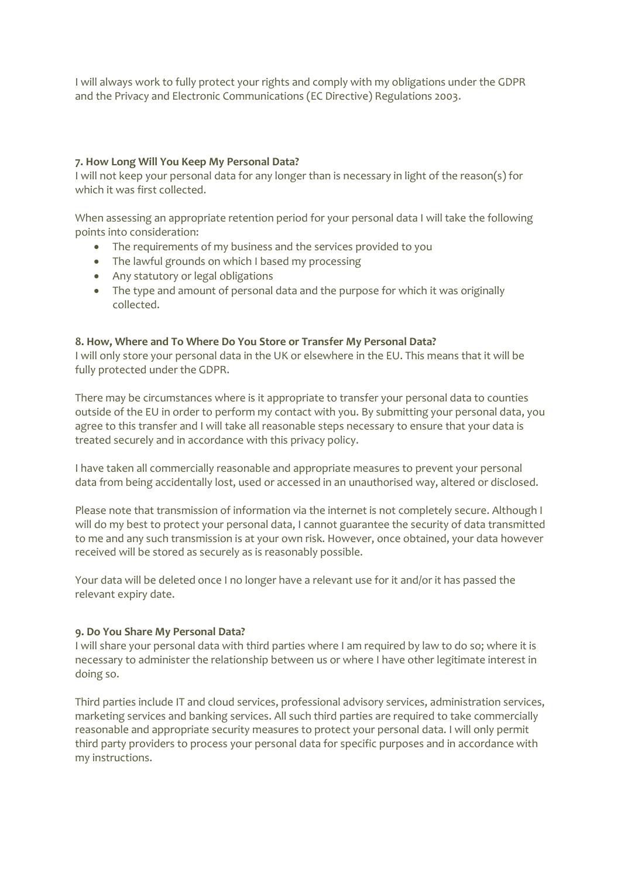I will always work to fully protect your rights and comply with my obligations under the GDPR and the Privacy and Electronic Communications (EC Directive) Regulations 2003.

**7. How Long Will You Keep My Personal Data?**

I will not keep your personal data for any longer than is necessary in light of the reason(s) for which it was first collected.

When assessing an appropriate retention period for your personal data I will take the following points into consideration:

- The requirements of my business and the services provided to you
- The lawful grounds on which I based my processing
- Any statutory or legal obligations
- The type and amount of personal data and the purpose for which it was originally collected.

**8. How, Where and To Where Do You Store or Transfer My Personal Data?**

I will only store your personal data in the UK or elsewhere in the EU. This means that it will be fully protected under the GDPR.

There may be circumstances where is it appropriate to transfer your personal data to counties outside of the EU in order to perform my contact with you. By submitting your personal data, you agree to this transfer and I will take all reasonable steps necessary to ensure that your data is treated securely and in accordance with this privacy policy.

I have taken all commercially reasonable and appropriate measures to prevent your personal data from being accidentally lost, used or accessed in an unauthorised way, altered or disclosed.

Please note that transmission of information via the internet is not completely secure. Although I will do my best to protect your personal data, I cannot guarantee the security of data transmitted to me and any such transmission is at your own risk. However, once obtained, your data however received will be stored as securely as is reasonably possible.

Your data will be deleted once I no longer have a relevant use for it and/or it has passed the relevant expiry date.

**9. Do You Share My Personal Data?**

I will share your personal data with third parties where I am required by law to do so; where it is necessary to administer the relationship between us or where I have other legitimate interest in doing so.

Third parties include IT and cloud services, professional advisory services, administration services, marketing services and banking services. All such third parties are required to take commercially reasonable and appropriate security measures to protect your personal data. I will only permit third party providers to process your personal data for specific purposes and in accordance with my instructions.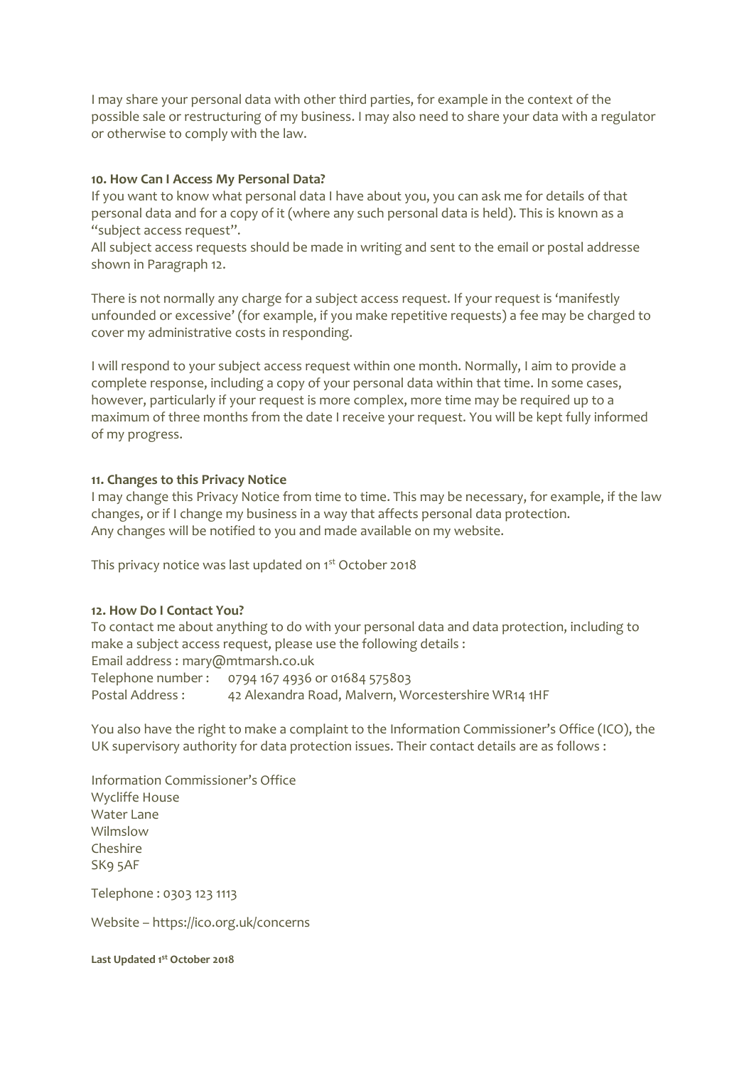I may share your personal data with other third parties, for example in the context of the possible sale or restructuring of my business. I may also need to share your data with a regulator or otherwise to comply with the law.

**10. How Can I Access My Personal Data?**

If you want to know what personal data I have about you, you can ask me for details of that personal data and for a copy of it (where any such personal data is held). This is known as a "subject access request".

All subject access requests should be made in writing and sent to the email or postal addresse shown in Paragraph 12.

There is not normally any charge for a subject access request. If your request is 'manifestly unfounded or excessive' (for example, if you make repetitive requests) a fee may be charged to cover my administrative costs in responding.

I will respond to your subject access request within one month. Normally, I aim to provide a complete response, including a copy of your personal data within that time. In some cases, however, particularly if your request is more complex, more time may be required up to a maximum of three months from the date I receive your request. You will be kept fully informed of my progress.

**11. Changes to this Privacy Notice**

I may change this Privacy Notice from time to time. This may be necessary, for example, if the law changes, or if I change my business in a way that affects personal data protection.

Any changes will be notified to you and made available on my website.

This privacy notice was last updated on 1st October 2018

**12. How Do I Contact You?**

To contact me about anything to do with your personal data and data protection, including to make a subject access request, please use the following details :

Email address : mary@mtmarsh.co.uk

Telephone number : 0794 167 4936 or 01684 575803

Postal Address : 42 Alexandra Road, Malvern, Worcestershire WR14 1HF

You also have the right to make a complaint to the Information Commissioner's Office (ICO), the UK supervisory authority for data protection issues. Their contact details are as follows :

Information Commissioner's Office
Wycliffe House
Water Lane
Wilmslow
Cheshire
SK9 5AF

Telephone : 0303 123 1113

Website – https://ico.org.uk/concerns

**Last Updated 1st October 2018**